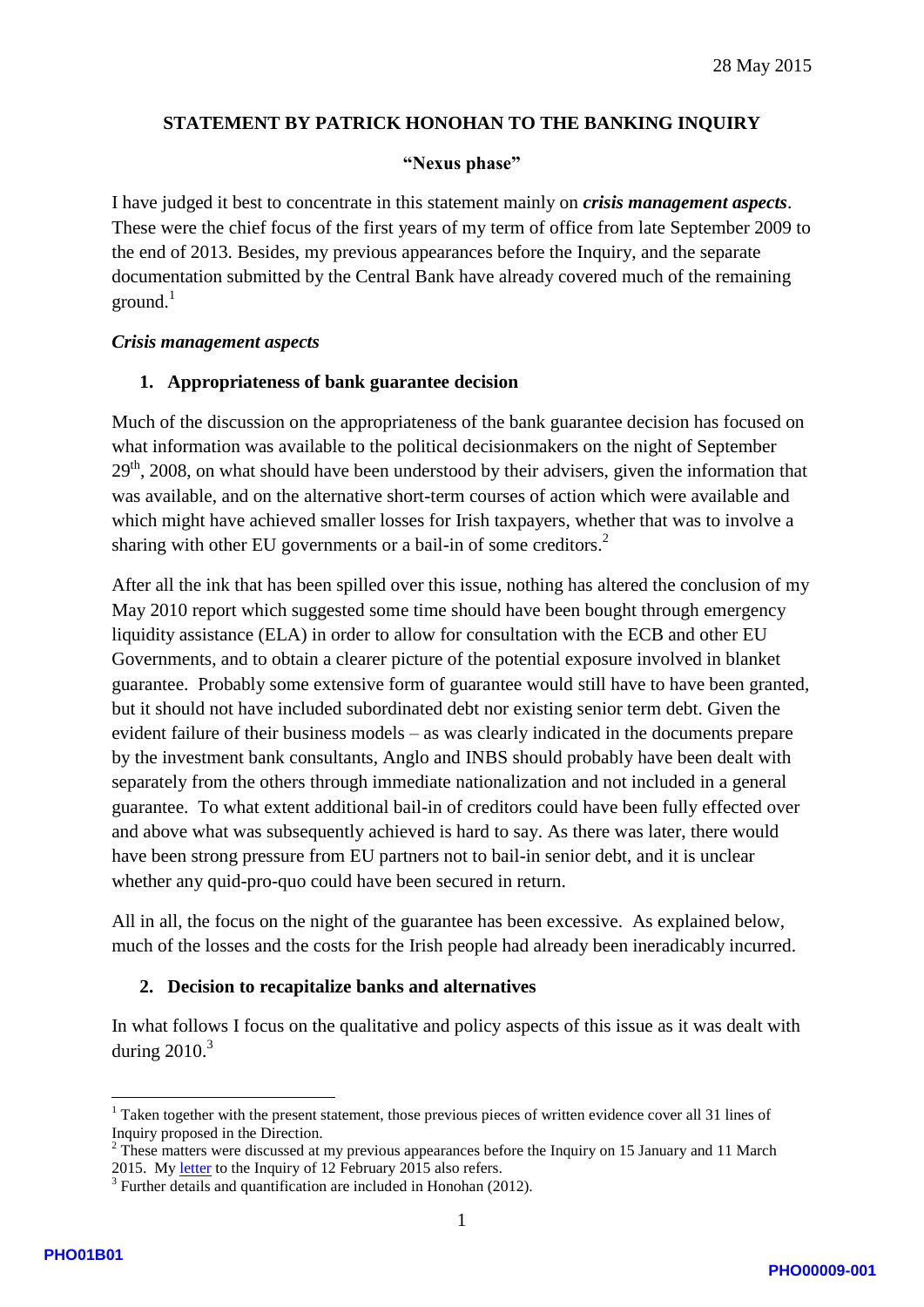28 May 2015

**STATEMENT BY PATRICK HONOHAN TO THE BANKING INQUIRY**

**"Nexus phase"**

I have judged it best to concentrate in this statement mainly on ***crisis management aspects***. These were the chief focus of the first years of my term of office from late September 2009 to the end of 2013. Besides, my previous appearances before the Inquiry, and the separate documentation submitted by the Central Bank have already covered much of the remaining ground.[1]

***Crisis management aspects***

**1. Appropriateness of bank guarantee decision**

Much of the discussion on the appropriateness of the bank guarantee decision has focused on what information was available to the political decisionmakers on the night of September 29th, 2008, on what should have been understood by their advisers, given the information that was available, and on the alternative short-term courses of action which were available and which might have achieved smaller losses for Irish taxpayers, whether that was to involve a sharing with other EU governments or a bail-in of some creditors.[2]

After all the ink that has been spilled over this issue, nothing has altered the conclusion of my May 2010 report which suggested some time should have been bought through emergency liquidity assistance (ELA) in order to allow for consultation with the ECB and other EU Governments, and to obtain a clearer picture of the potential exposure involved in blanket guarantee. Probably some extensive form of guarantee would still have to have been granted, but it should not have included subordinated debt nor existing senior term debt. Given the evident failure of their business models – as was clearly indicated in the documents prepare by the investment bank consultants, Anglo and INBS should probably have been dealt with separately from the others through immediate nationalization and not included in a general guarantee. To what extent additional bail-in of creditors could have been fully effected over and above what was subsequently achieved is hard to say. As there was later, there would have been strong pressure from EU partners not to bail-in senior debt, and it is unclear whether any quid-pro-quo could have been secured in return.

All in all, the focus on the night of the guarantee has been excessive. As explained below, much of the losses and the costs for the Irish people had already been ineradicably incurred.

**2. Decision to recapitalize banks and alternatives**

In what follows I focus on the qualitative and policy aspects of this issue as it was dealt with during 2010.[3]

---

[1] Taken together with the present statement, those previous pieces of written evidence cover all 31 lines of Inquiry proposed in the Direction.

[2] These matters were discussed at my previous appearances before the Inquiry on 15 January and 11 March 2015. My letter to the Inquiry of 12 February 2015 also refers.

[3] Further details and quantification are included in Honohan (2012).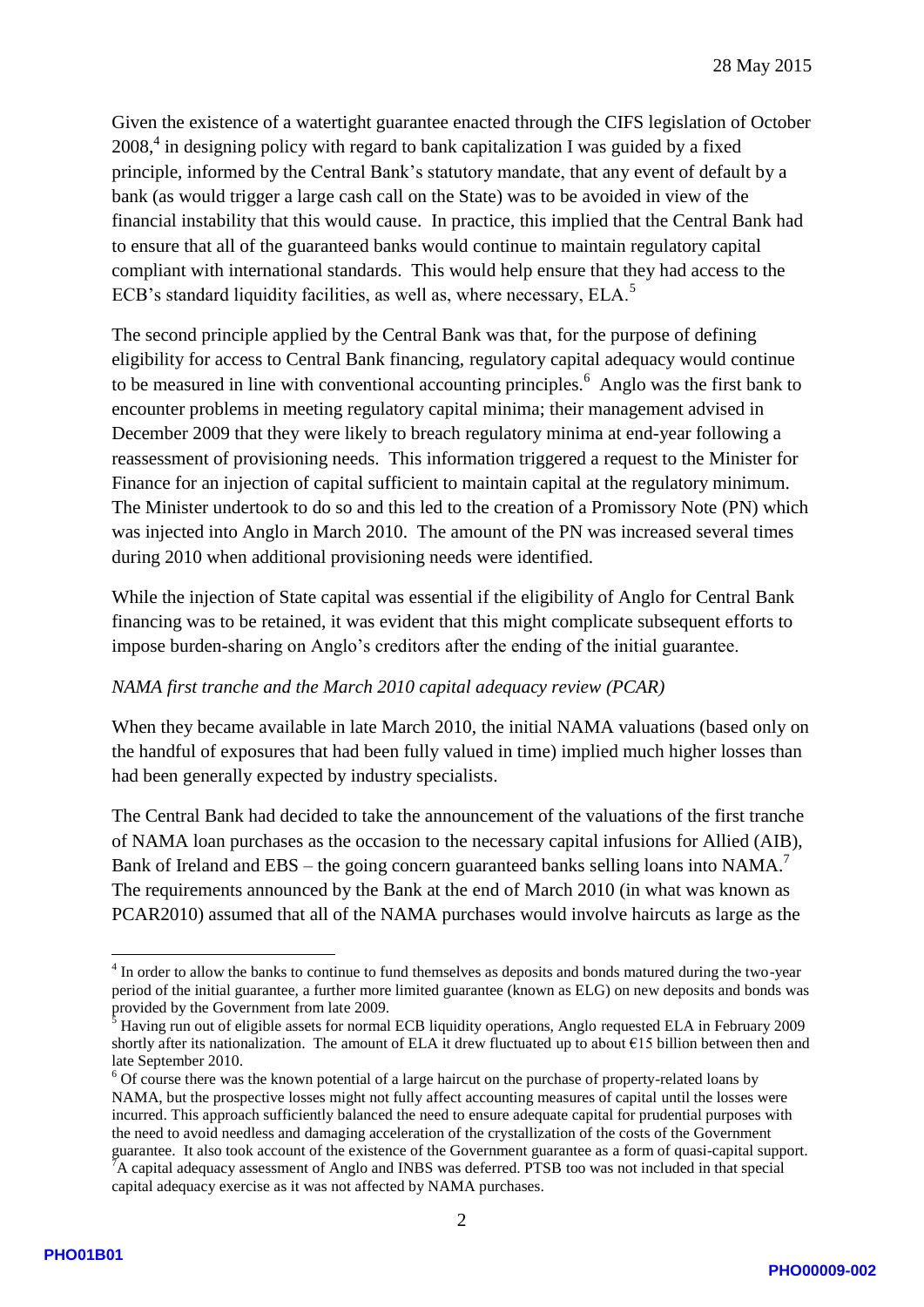Given the existence of a watertight guarantee enacted through the CIFS legislation of October 2008,[4] in designing policy with regard to bank capitalization I was guided by a fixed principle, informed by the Central Bank's statutory mandate, that any event of default by a bank (as would trigger a large cash call on the State) was to be avoided in view of the financial instability that this would cause. In practice, this implied that the Central Bank had to ensure that all of the guaranteed banks would continue to maintain regulatory capital compliant with international standards. This would help ensure that they had access to the ECB's standard liquidity facilities, as well as, where necessary, ELA.[5]

The second principle applied by the Central Bank was that, for the purpose of defining eligibility for access to Central Bank financing, regulatory capital adequacy would continue to be measured in line with conventional accounting principles.[6] Anglo was the first bank to encounter problems in meeting regulatory capital minima; their management advised in December 2009 that they were likely to breach regulatory minima at end-year following a reassessment of provisioning needs. This information triggered a request to the Minister for Finance for an injection of capital sufficient to maintain capital at the regulatory minimum. The Minister undertook to do so and this led to the creation of a Promissory Note (PN) which was injected into Anglo in March 2010. The amount of the PN was increased several times during 2010 when additional provisioning needs were identified.

While the injection of State capital was essential if the eligibility of Anglo for Central Bank financing was to be retained, it was evident that this might complicate subsequent efforts to impose burden-sharing on Anglo's creditors after the ending of the initial guarantee.

*NAMA first tranche and the March 2010 capital adequacy review (PCAR)*

When they became available in late March 2010, the initial NAMA valuations (based only on the handful of exposures that had been fully valued in time) implied much higher losses than had been generally expected by industry specialists.

The Central Bank had decided to take the announcement of the valuations of the first tranche of NAMA loan purchases as the occasion to the necessary capital infusions for Allied (AIB), Bank of Ireland and EBS – the going concern guaranteed banks selling loans into NAMA.[7] The requirements announced by the Bank at the end of March 2010 (in what was known as PCAR2010) assumed that all of the NAMA purchases would involve haircuts as large as the

---

[4] In order to allow the banks to continue to fund themselves as deposits and bonds matured during the two-year period of the initial guarantee, a further more limited guarantee (known as ELG) on new deposits and bonds was provided by the Government from late 2009.

[5] Having run out of eligible assets for normal ECB liquidity operations, Anglo requested ELA in February 2009 shortly after its nationalization. The amount of ELA it drew fluctuated up to about €15 billion between then and late September 2010.

[6] Of course there was the known potential of a large haircut on the purchase of property-related loans by NAMA, but the prospective losses might not fully affect accounting measures of capital until the losses were incurred. This approach sufficiently balanced the need to ensure adequate capital for prudential purposes with the need to avoid needless and damaging acceleration of the crystallization of the costs of the Government guarantee. It also took account of the existence of the Government guarantee as a form of quasi-capital support.

[7] A capital adequacy assessment of Anglo and INBS was deferred. PTSB too was not included in that special capital adequacy exercise as it was not affected by NAMA purchases.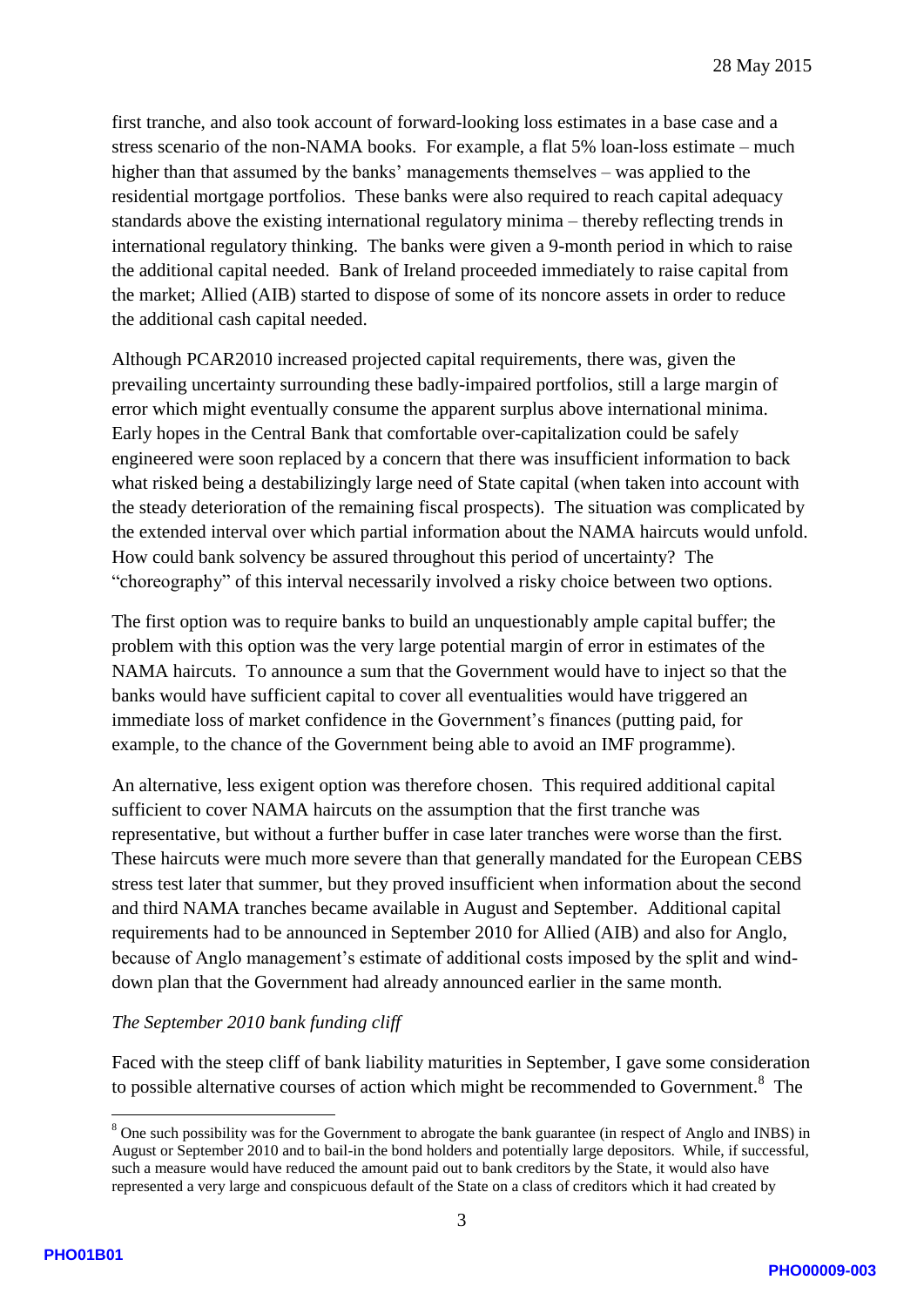first tranche, and also took account of forward-looking loss estimates in a base case and a stress scenario of the non-NAMA books. For example, a flat 5% loan-loss estimate – much higher than that assumed by the banks' managements themselves – was applied to the residential mortgage portfolios. These banks were also required to reach capital adequacy standards above the existing international regulatory minima – thereby reflecting trends in international regulatory thinking. The banks were given a 9-month period in which to raise the additional capital needed. Bank of Ireland proceeded immediately to raise capital from the market; Allied (AIB) started to dispose of some of its noncore assets in order to reduce the additional cash capital needed.

Although PCAR2010 increased projected capital requirements, there was, given the prevailing uncertainty surrounding these badly-impaired portfolios, still a large margin of error which might eventually consume the apparent surplus above international minima. Early hopes in the Central Bank that comfortable over-capitalization could be safely engineered were soon replaced by a concern that there was insufficient information to back what risked being a destabilizingly large need of State capital (when taken into account with the steady deterioration of the remaining fiscal prospects). The situation was complicated by the extended interval over which partial information about the NAMA haircuts would unfold. How could bank solvency be assured throughout this period of uncertainty? The "choreography" of this interval necessarily involved a risky choice between two options.

The first option was to require banks to build an unquestionably ample capital buffer; the problem with this option was the very large potential margin of error in estimates of the NAMA haircuts. To announce a sum that the Government would have to inject so that the banks would have sufficient capital to cover all eventualities would have triggered an immediate loss of market confidence in the Government's finances (putting paid, for example, to the chance of the Government being able to avoid an IMF programme).

An alternative, less exigent option was therefore chosen. This required additional capital sufficient to cover NAMA haircuts on the assumption that the first tranche was representative, but without a further buffer in case later tranches were worse than the first. These haircuts were much more severe than that generally mandated for the European CEBS stress test later that summer, but they proved insufficient when information about the second and third NAMA tranches became available in August and September. Additional capital requirements had to be announced in September 2010 for Allied (AIB) and also for Anglo, because of Anglo management's estimate of additional costs imposed by the split and wind-down plan that the Government had already announced earlier in the same month.

*The September 2010 bank funding cliff*

Faced with the steep cliff of bank liability maturities in September, I gave some consideration to possible alternative courses of action which might be recommended to Government.[8] The

[8] One such possibility was for the Government to abrogate the bank guarantee (in respect of Anglo and INBS) in August or September 2010 and to bail-in the bond holders and potentially large depositors. While, if successful, such a measure would have reduced the amount paid out to bank creditors by the State, it would also have represented a very large and conspicuous default of the State on a class of creditors which it had created by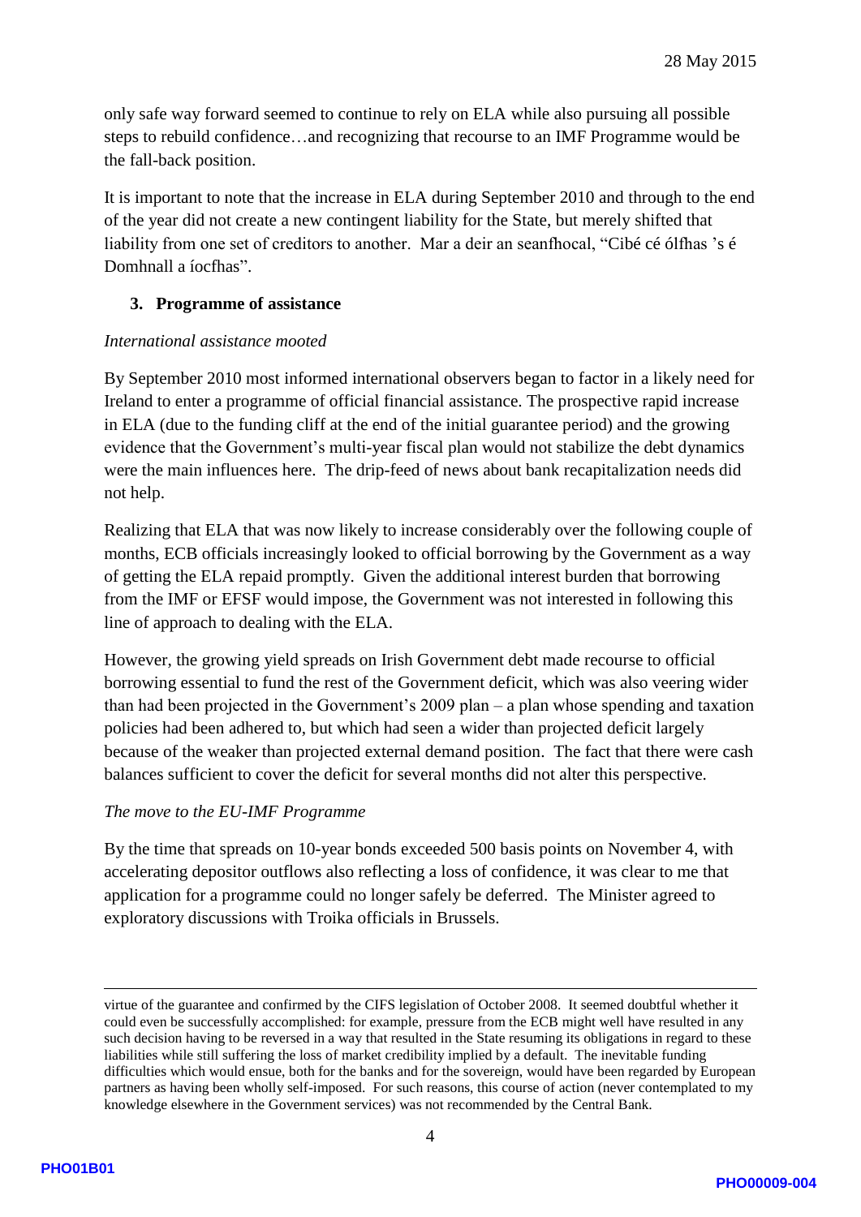only safe way forward seemed to continue to rely on ELA while also pursuing all possible steps to rebuild confidence…and recognizing that recourse to an IMF Programme would be the fall-back position.

It is important to note that the increase in ELA during September 2010 and through to the end of the year did not create a new contingent liability for the State, but merely shifted that liability from one set of creditors to another. Mar a deir an seanfhocal, "Cibé cé ólfhas 's é Domhnall a íocfhas".

## 3. Programme of assistance

*International assistance mooted*

By September 2010 most informed international observers began to factor in a likely need for Ireland to enter a programme of official financial assistance. The prospective rapid increase in ELA (due to the funding cliff at the end of the initial guarantee period) and the growing evidence that the Government's multi-year fiscal plan would not stabilize the debt dynamics were the main influences here. The drip-feed of news about bank recapitalization needs did not help.

Realizing that ELA that was now likely to increase considerably over the following couple of months, ECB officials increasingly looked to official borrowing by the Government as a way of getting the ELA repaid promptly. Given the additional interest burden that borrowing from the IMF or EFSF would impose, the Government was not interested in following this line of approach to dealing with the ELA.

However, the growing yield spreads on Irish Government debt made recourse to official borrowing essential to fund the rest of the Government deficit, which was also veering wider than had been projected in the Government's 2009 plan – a plan whose spending and taxation policies had been adhered to, but which had seen a wider than projected deficit largely because of the weaker than projected external demand position. The fact that there were cash balances sufficient to cover the deficit for several months did not alter this perspective.

*The move to the EU-IMF Programme*

By the time that spreads on 10-year bonds exceeded 500 basis points on November 4, with accelerating depositor outflows also reflecting a loss of confidence, it was clear to me that application for a programme could no longer safely be deferred. The Minister agreed to exploratory discussions with Troika officials in Brussels.

---

virtue of the guarantee and confirmed by the CIFS legislation of October 2008. It seemed doubtful whether it could even be successfully accomplished: for example, pressure from the ECB might well have resulted in any such decision having to be reversed in a way that resulted in the State resuming its obligations in regard to these liabilities while still suffering the loss of market credibility implied by a default. The inevitable funding difficulties which would ensue, both for the banks and for the sovereign, would have been regarded by European partners as having been wholly self-imposed. For such reasons, this course of action (never contemplated to my knowledge elsewhere in the Government services) was not recommended by the Central Bank.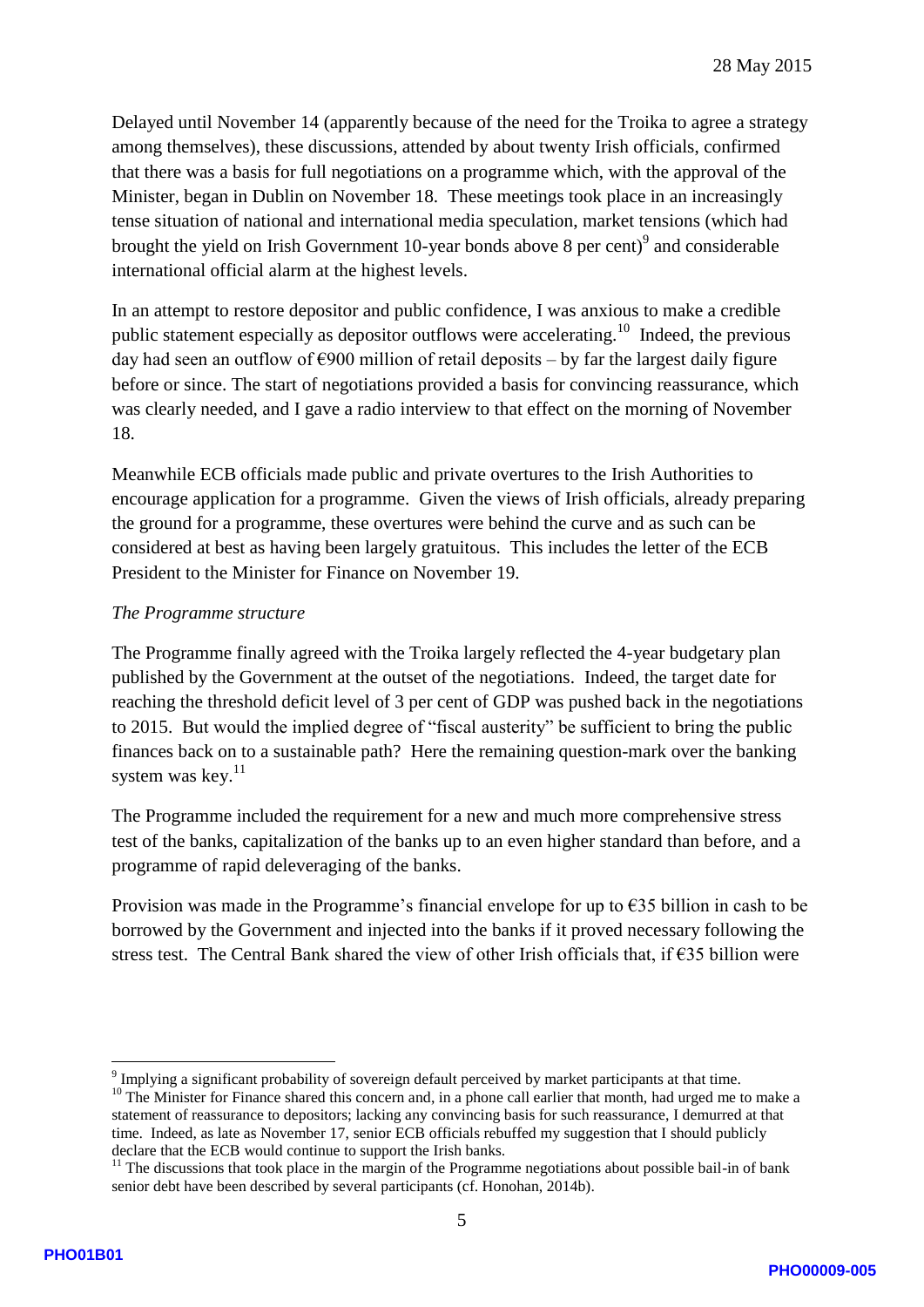Delayed until November 14 (apparently because of the need for the Troika to agree a strategy among themselves), these discussions, attended by about twenty Irish officials, confirmed that there was a basis for full negotiations on a programme which, with the approval of the Minister, began in Dublin on November 18. These meetings took place in an increasingly tense situation of national and international media speculation, market tensions (which had brought the yield on Irish Government 10-year bonds above 8 per cent)[9] and considerable international official alarm at the highest levels.

In an attempt to restore depositor and public confidence, I was anxious to make a credible public statement especially as depositor outflows were accelerating.[10] Indeed, the previous day had seen an outflow of €900 million of retail deposits – by far the largest daily figure before or since. The start of negotiations provided a basis for convincing reassurance, which was clearly needed, and I gave a radio interview to that effect on the morning of November 18.

Meanwhile ECB officials made public and private overtures to the Irish Authorities to encourage application for a programme. Given the views of Irish officials, already preparing the ground for a programme, these overtures were behind the curve and as such can be considered at best as having been largely gratuitous. This includes the letter of the ECB President to the Minister for Finance on November 19.

*The Programme structure*

The Programme finally agreed with the Troika largely reflected the 4-year budgetary plan published by the Government at the outset of the negotiations. Indeed, the target date for reaching the threshold deficit level of 3 per cent of GDP was pushed back in the negotiations to 2015. But would the implied degree of "fiscal austerity" be sufficient to bring the public finances back on to a sustainable path? Here the remaining question-mark over the banking system was key.[11]

The Programme included the requirement for a new and much more comprehensive stress test of the banks, capitalization of the banks up to an even higher standard than before, and a programme of rapid deleveraging of the banks.

Provision was made in the Programme's financial envelope for up to €35 billion in cash to be borrowed by the Government and injected into the banks if it proved necessary following the stress test. The Central Bank shared the view of other Irish officials that, if €35 billion were

---

[9] Implying a significant probability of sovereign default perceived by market participants at that time.

[10] The Minister for Finance shared this concern and, in a phone call earlier that month, had urged me to make a statement of reassurance to depositors; lacking any convincing basis for such reassurance, I demurred at that time. Indeed, as late as November 17, senior ECB officials rebuffed my suggestion that I should publicly declare that the ECB would continue to support the Irish banks.

[11] The discussions that took place in the margin of the Programme negotiations about possible bail-in of bank senior debt have been described by several participants (cf. Honohan, 2014b).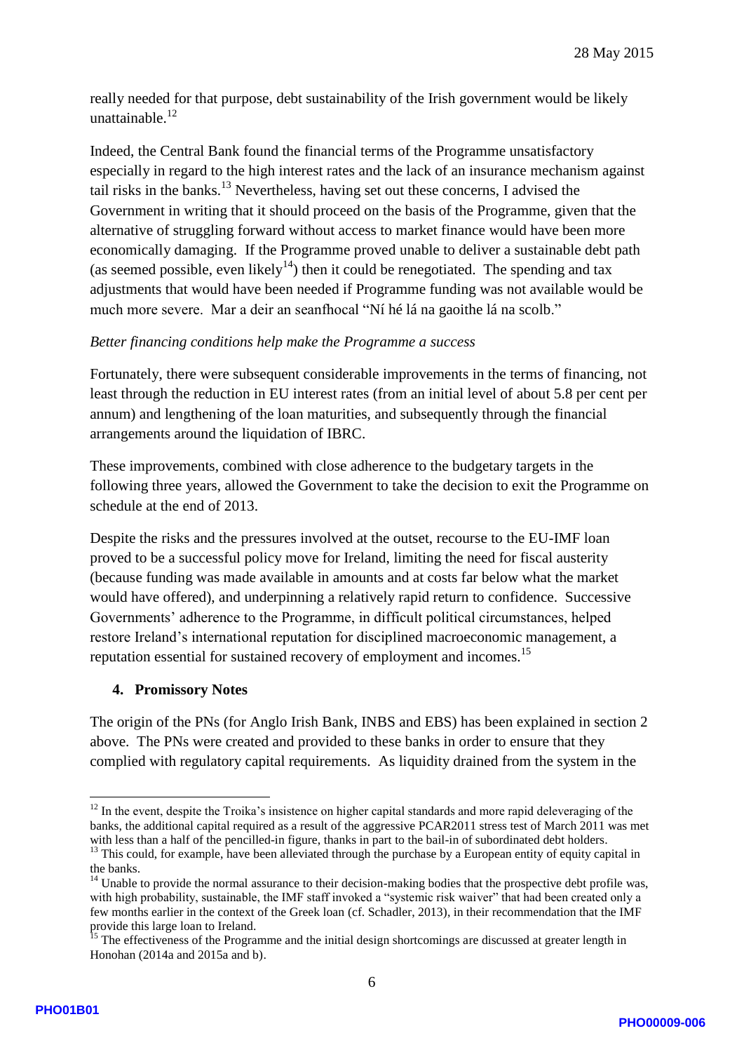really needed for that purpose, debt sustainability of the Irish government would be likely unattainable.[12]

Indeed, the Central Bank found the financial terms of the Programme unsatisfactory especially in regard to the high interest rates and the lack of an insurance mechanism against tail risks in the banks.[13] Nevertheless, having set out these concerns, I advised the Government in writing that it should proceed on the basis of the Programme, given that the alternative of struggling forward without access to market finance would have been more economically damaging. If the Programme proved unable to deliver a sustainable debt path (as seemed possible, even likely[14]) then it could be renegotiated. The spending and tax adjustments that would have been needed if Programme funding was not available would be much more severe. Mar a deir an seanfhocal "Ní hé lá na gaoithe lá na scolb."

*Better financing conditions help make the Programme a success*

Fortunately, there were subsequent considerable improvements in the terms of financing, not least through the reduction in EU interest rates (from an initial level of about 5.8 per cent per annum) and lengthening of the loan maturities, and subsequently through the financial arrangements around the liquidation of IBRC.

These improvements, combined with close adherence to the budgetary targets in the following three years, allowed the Government to take the decision to exit the Programme on schedule at the end of 2013.

Despite the risks and the pressures involved at the outset, recourse to the EU-IMF loan proved to be a successful policy move for Ireland, limiting the need for fiscal austerity (because funding was made available in amounts and at costs far below what the market would have offered), and underpinning a relatively rapid return to confidence. Successive Governments' adherence to the Programme, in difficult political circumstances, helped restore Ireland's international reputation for disciplined macroeconomic management, a reputation essential for sustained recovery of employment and incomes.[15]

## 4. Promissory Notes

The origin of the PNs (for Anglo Irish Bank, INBS and EBS) has been explained in section 2 above. The PNs were created and provided to these banks in order to ensure that they complied with regulatory capital requirements. As liquidity drained from the system in the

---

[12] In the event, despite the Troika's insistence on higher capital standards and more rapid deleveraging of the banks, the additional capital required as a result of the aggressive PCAR2011 stress test of March 2011 was met with less than a half of the pencilled-in figure, thanks in part to the bail-in of subordinated debt holders.

[13] This could, for example, have been alleviated through the purchase by a European entity of equity capital in the banks.

[14] Unable to provide the normal assurance to their decision-making bodies that the prospective debt profile was, with high probability, sustainable, the IMF staff invoked a "systemic risk waiver" that had been created only a few months earlier in the context of the Greek loan (cf. Schadler, 2013), in their recommendation that the IMF provide this large loan to Ireland.

[15] The effectiveness of the Programme and the initial design shortcomings are discussed at greater length in Honohan (2014a and 2015a and b).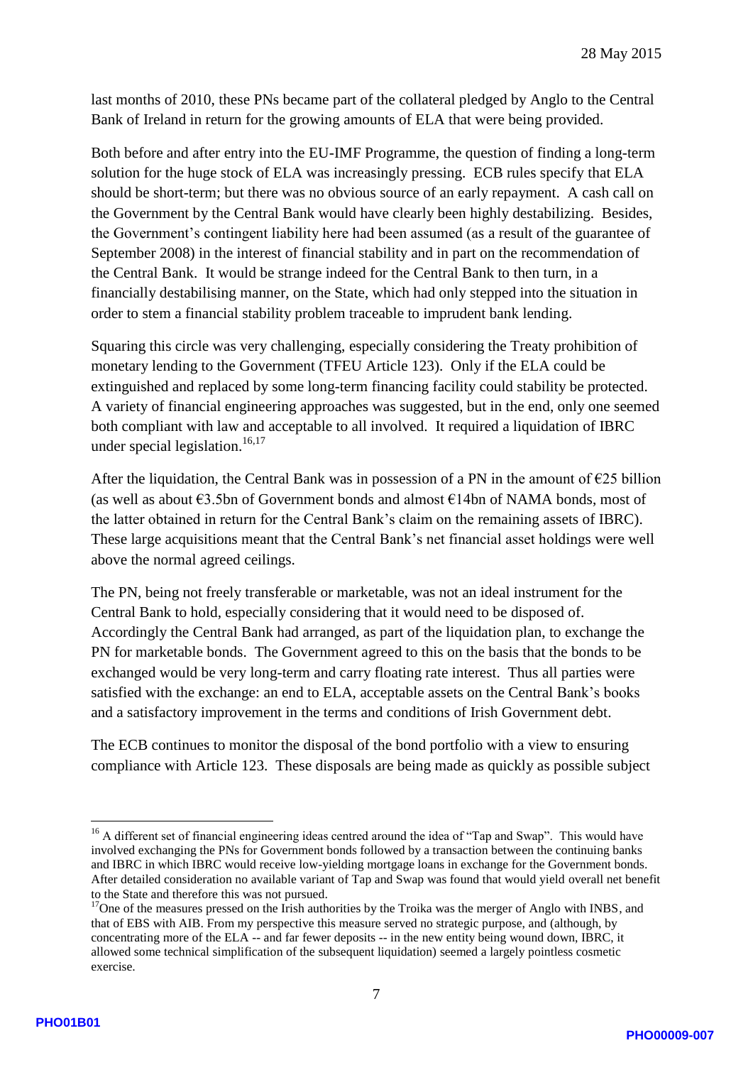last months of 2010, these PNs became part of the collateral pledged by Anglo to the Central Bank of Ireland in return for the growing amounts of ELA that were being provided.

Both before and after entry into the EU-IMF Programme, the question of finding a long-term solution for the huge stock of ELA was increasingly pressing. ECB rules specify that ELA should be short-term; but there was no obvious source of an early repayment. A cash call on the Government by the Central Bank would have clearly been highly destabilizing. Besides, the Government's contingent liability here had been assumed (as a result of the guarantee of September 2008) in the interest of financial stability and in part on the recommendation of the Central Bank. It would be strange indeed for the Central Bank to then turn, in a financially destabilising manner, on the State, which had only stepped into the situation in order to stem a financial stability problem traceable to imprudent bank lending.

Squaring this circle was very challenging, especially considering the Treaty prohibition of monetary lending to the Government (TFEU Article 123). Only if the ELA could be extinguished and replaced by some long-term financing facility could stability be protected. A variety of financial engineering approaches was suggested, but in the end, only one seemed both compliant with law and acceptable to all involved. It required a liquidation of IBRC under special legislation.[16,17]

After the liquidation, the Central Bank was in possession of a PN in the amount of €25 billion (as well as about €3.5bn of Government bonds and almost €14bn of NAMA bonds, most of the latter obtained in return for the Central Bank's claim on the remaining assets of IBRC). These large acquisitions meant that the Central Bank's net financial asset holdings were well above the normal agreed ceilings.

The PN, being not freely transferable or marketable, was not an ideal instrument for the Central Bank to hold, especially considering that it would need to be disposed of. Accordingly the Central Bank had arranged, as part of the liquidation plan, to exchange the PN for marketable bonds. The Government agreed to this on the basis that the bonds to be exchanged would be very long-term and carry floating rate interest. Thus all parties were satisfied with the exchange: an end to ELA, acceptable assets on the Central Bank's books and a satisfactory improvement in the terms and conditions of Irish Government debt.

The ECB continues to monitor the disposal of the bond portfolio with a view to ensuring compliance with Article 123. These disposals are being made as quickly as possible subject

---

[16] A different set of financial engineering ideas centred around the idea of "Tap and Swap". This would have involved exchanging the PNs for Government bonds followed by a transaction between the continuing banks and IBRC in which IBRC would receive low-yielding mortgage loans in exchange for the Government bonds. After detailed consideration no available variant of Tap and Swap was found that would yield overall net benefit to the State and therefore this was not pursued.

[17] One of the measures pressed on the Irish authorities by the Troika was the merger of Anglo with INBS, and that of EBS with AIB. From my perspective this measure served no strategic purpose, and (although, by concentrating more of the ELA -- and far fewer deposits -- in the new entity being wound down, IBRC, it allowed some technical simplification of the subsequent liquidation) seemed a largely pointless cosmetic exercise.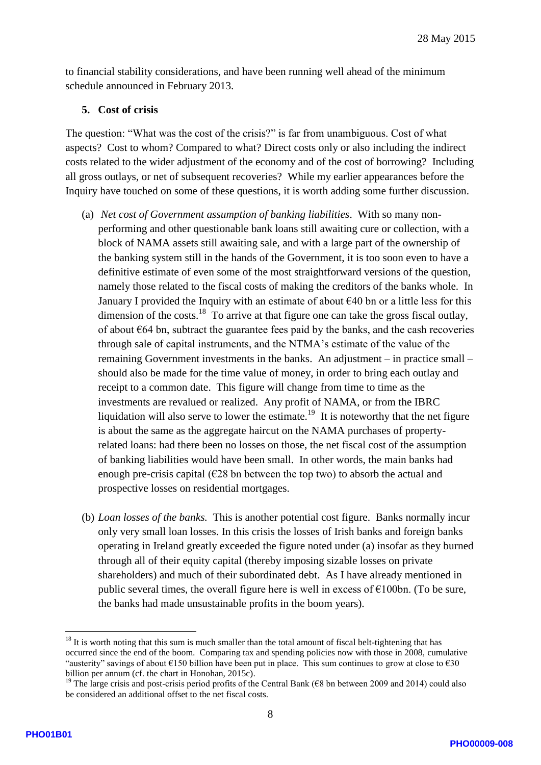to financial stability considerations, and have been running well ahead of the minimum schedule announced in February 2013.

## 5. Cost of crisis

The question: "What was the cost of the crisis?" is far from unambiguous. Cost of what aspects? Cost to whom? Compared to what? Direct costs only or also including the indirect costs related to the wider adjustment of the economy and of the cost of borrowing? Including all gross outlays, or net of subsequent recoveries? While my earlier appearances before the Inquiry have touched on some of these questions, it is worth adding some further discussion.

(a) *Net cost of Government assumption of banking liabilities*. With so many non-performing and other questionable bank loans still awaiting cure or collection, with a block of NAMA assets still awaiting sale, and with a large part of the ownership of the banking system still in the hands of the Government, it is too soon even to have a definitive estimate of even some of the most straightforward versions of the question, namely those related to the fiscal costs of making the creditors of the banks whole. In January I provided the Inquiry with an estimate of about €40 bn or a little less for this dimension of the costs.[18] To arrive at that figure one can take the gross fiscal outlay, of about €64 bn, subtract the guarantee fees paid by the banks, and the cash recoveries through sale of capital instruments, and the NTMA's estimate of the value of the remaining Government investments in the banks. An adjustment – in practice small – should also be made for the time value of money, in order to bring each outlay and receipt to a common date. This figure will change from time to time as the investments are revalued or realized. Any profit of NAMA, or from the IBRC liquidation will also serve to lower the estimate.[19] It is noteworthy that the net figure is about the same as the aggregate haircut on the NAMA purchases of property-related loans: had there been no losses on those, the net fiscal cost of the assumption of banking liabilities would have been small. In other words, the main banks had enough pre-crisis capital (€28 bn between the top two) to absorb the actual and prospective losses on residential mortgages.

(b) *Loan losses of the banks.* This is another potential cost figure. Banks normally incur only very small loan losses. In this crisis the losses of Irish banks and foreign banks operating in Ireland greatly exceeded the figure noted under (a) insofar as they burned through all of their equity capital (thereby imposing sizable losses on private shareholders) and much of their subordinated debt. As I have already mentioned in public several times, the overall figure here is well in excess of €100bn. (To be sure, the banks had made unsustainable profits in the boom years).

---

[18] It is worth noting that this sum is much smaller than the total amount of fiscal belt-tightening that has occurred since the end of the boom. Comparing tax and spending policies now with those in 2008, cumulative "austerity" savings of about €150 billion have been put in place. This sum continues to grow at close to €30 billion per annum (cf. the chart in Honohan, 2015c).

[19] The large crisis and post-crisis period profits of the Central Bank (€8 bn between 2009 and 2014) could also be considered an additional offset to the net fiscal costs.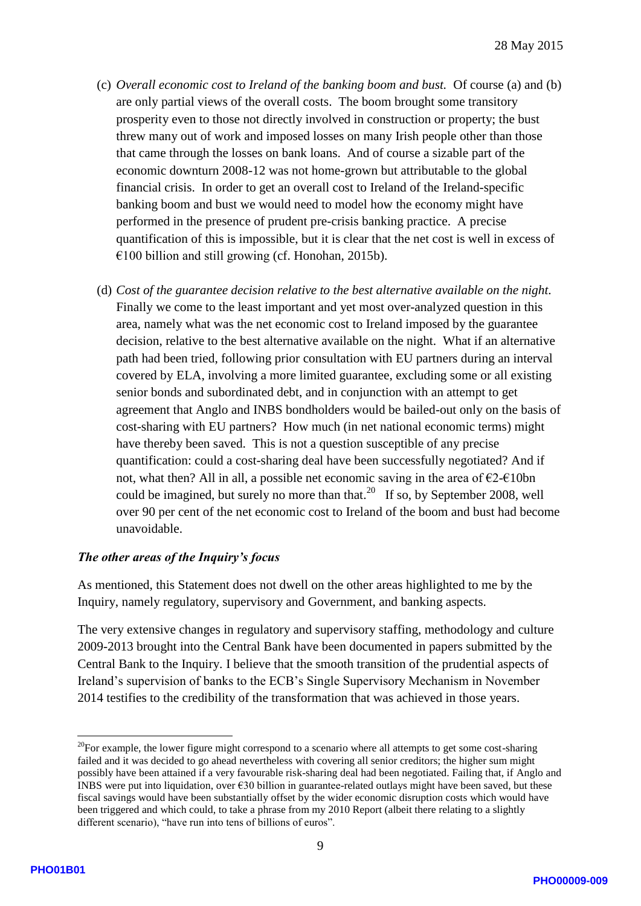(c) *Overall economic cost to Ireland of the banking boom and bust.* Of course (a) and (b) are only partial views of the overall costs. The boom brought some transitory prosperity even to those not directly involved in construction or property; the bust threw many out of work and imposed losses on many Irish people other than those that came through the losses on bank loans. And of course a sizable part of the economic downturn 2008-12 was not home-grown but attributable to the global financial crisis. In order to get an overall cost to Ireland of the Ireland-specific banking boom and bust we would need to model how the economy might have performed in the presence of prudent pre-crisis banking practice. A precise quantification of this is impossible, but it is clear that the net cost is well in excess of €100 billion and still growing (cf. Honohan, 2015b).

(d) *Cost of the guarantee decision relative to the best alternative available on the night.* Finally we come to the least important and yet most over-analyzed question in this area, namely what was the net economic cost to Ireland imposed by the guarantee decision, relative to the best alternative available on the night. What if an alternative path had been tried, following prior consultation with EU partners during an interval covered by ELA, involving a more limited guarantee, excluding some or all existing senior bonds and subordinated debt, and in conjunction with an attempt to get agreement that Anglo and INBS bondholders would be bailed-out only on the basis of cost-sharing with EU partners? How much (in net national economic terms) might have thereby been saved. This is not a question susceptible of any precise quantification: could a cost-sharing deal have been successfully negotiated? And if not, what then? All in all, a possible net economic saving in the area of €2-€10bn could be imagined, but surely no more than that.[20] If so, by September 2008, well over 90 per cent of the net economic cost to Ireland of the boom and bust had become unavoidable.

### *The other areas of the Inquiry's focus*

As mentioned, this Statement does not dwell on the other areas highlighted to me by the Inquiry, namely regulatory, supervisory and Government, and banking aspects.

The very extensive changes in regulatory and supervisory staffing, methodology and culture 2009-2013 brought into the Central Bank have been documented in papers submitted by the Central Bank to the Inquiry. I believe that the smooth transition of the prudential aspects of Ireland's supervision of banks to the ECB's Single Supervisory Mechanism in November 2014 testifies to the credibility of the transformation that was achieved in those years.

---

[20] For example, the lower figure might correspond to a scenario where all attempts to get some cost-sharing failed and it was decided to go ahead nevertheless with covering all senior creditors; the higher sum might possibly have been attained if a very favourable risk-sharing deal had been negotiated. Failing that, if Anglo and INBS were put into liquidation, over €30 billion in guarantee-related outlays might have been saved, but these fiscal savings would have been substantially offset by the wider economic disruption costs which would have been triggered and which could, to take a phrase from my 2010 Report (albeit there relating to a slightly different scenario), "have run into tens of billions of euros".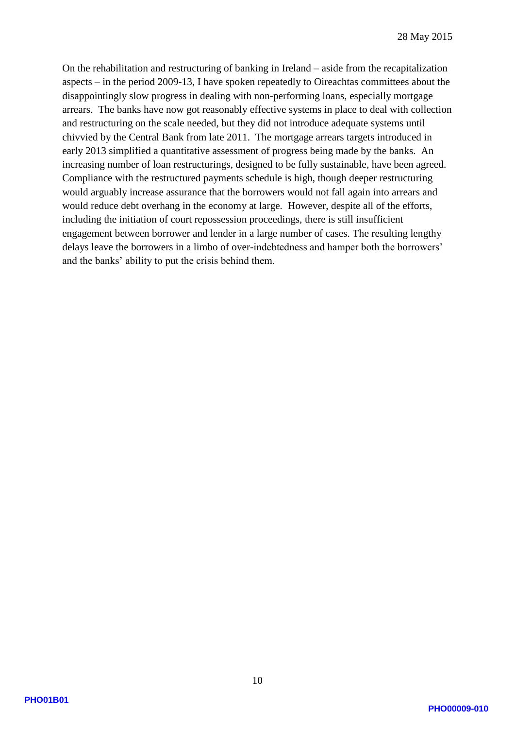28 May 2015

On the rehabilitation and restructuring of banking in Ireland – aside from the recapitalization aspects – in the period 2009-13, I have spoken repeatedly to Oireachtas committees about the disappointingly slow progress in dealing with non-performing loans, especially mortgage arrears. The banks have now got reasonably effective systems in place to deal with collection and restructuring on the scale needed, but they did not introduce adequate systems until chivvied by the Central Bank from late 2011. The mortgage arrears targets introduced in early 2013 simplified a quantitative assessment of progress being made by the banks. An increasing number of loan restructurings, designed to be fully sustainable, have been agreed. Compliance with the restructured payments schedule is high, though deeper restructuring would arguably increase assurance that the borrowers would not fall again into arrears and would reduce debt overhang in the economy at large. However, despite all of the efforts, including the initiation of court repossession proceedings, there is still insufficient engagement between borrower and lender in a large number of cases. The resulting lengthy delays leave the borrowers in a limbo of over-indebtedness and hamper both the borrowers' and the banks' ability to put the crisis behind them.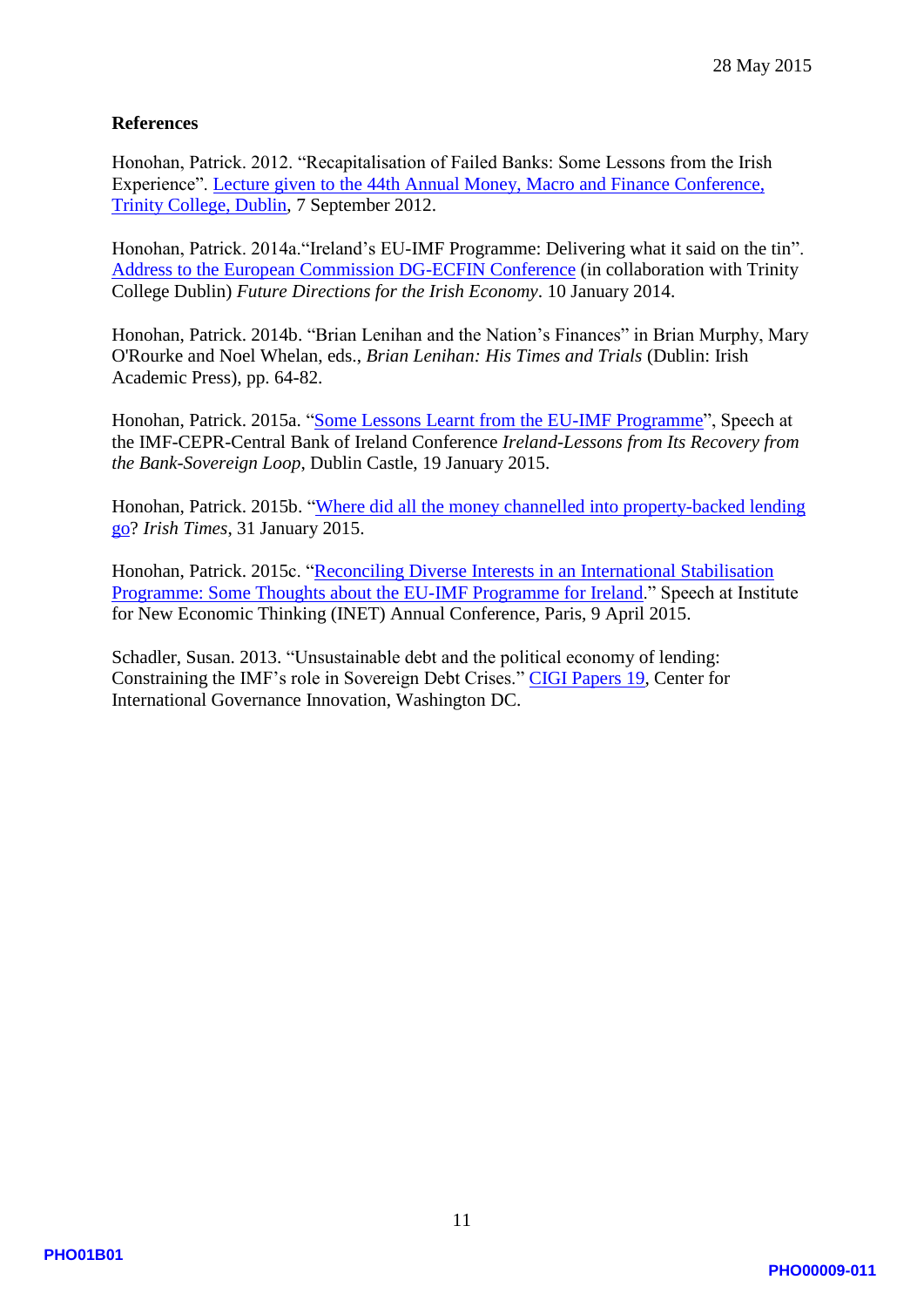28 May 2015

**References**

Honohan, Patrick. 2012. "Recapitalisation of Failed Banks: Some Lessons from the Irish Experience". Lecture given to the 44th Annual Money, Macro and Finance Conference, Trinity College, Dublin, 7 September 2012.

Honohan, Patrick. 2014a."Ireland's EU-IMF Programme: Delivering what it said on the tin". Address to the European Commission DG-ECFIN Conference (in collaboration with Trinity College Dublin) *Future Directions for the Irish Economy*. 10 January 2014.

Honohan, Patrick. 2014b. "Brian Lenihan and the Nation's Finances" in Brian Murphy, Mary O'Rourke and Noel Whelan, eds., *Brian Lenihan: His Times and Trials* (Dublin: Irish Academic Press), pp. 64-82.

Honohan, Patrick. 2015a. "Some Lessons Learnt from the EU-IMF Programme", Speech at the IMF-CEPR-Central Bank of Ireland Conference *Ireland-Lessons from Its Recovery from the Bank-Sovereign Loop*, Dublin Castle, 19 January 2015.

Honohan, Patrick. 2015b. "Where did all the money channelled into property-backed lending go? *Irish Times*, 31 January 2015.

Honohan, Patrick. 2015c. "Reconciling Diverse Interests in an International Stabilisation Programme: Some Thoughts about the EU-IMF Programme for Ireland." Speech at Institute for New Economic Thinking (INET) Annual Conference, Paris, 9 April 2015.

Schadler, Susan. 2013. "Unsustainable debt and the political economy of lending: Constraining the IMF's role in Sovereign Debt Crises." CIGI Papers 19, Center for International Governance Innovation, Washington DC.

PHO01B01

PHO00009-011